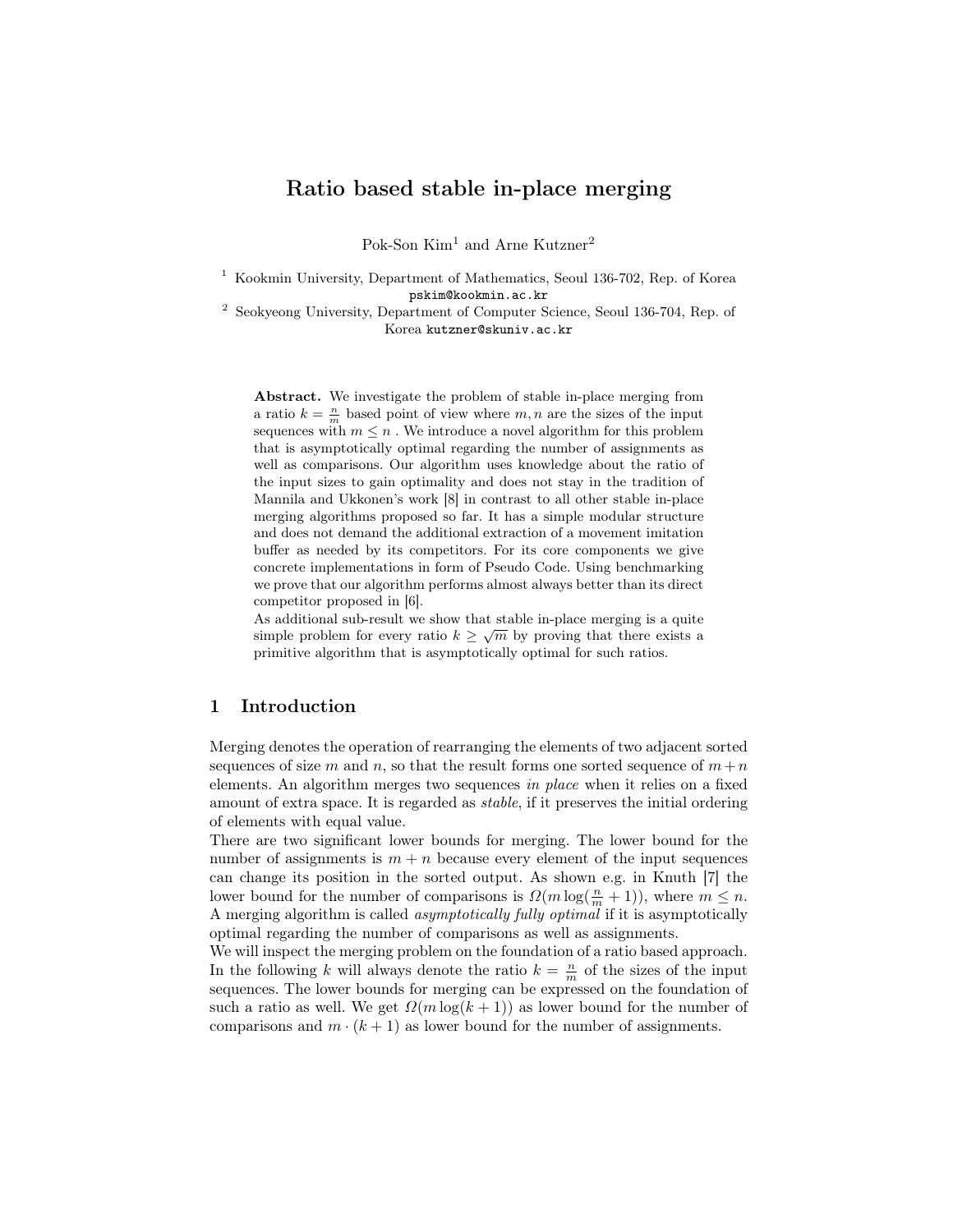# Ratio based stable in-place merging

Pok-Son Kim[1] and Arne Kutzner[2]

[1] Kookmin University, Department of Mathematics, Seoul 136-702, Rep. of Korea
pskim@kookmin.ac.kr

[2] Seokyeong University, Department of Computer Science, Seoul 136-704, Rep. of Korea kutzner@skuniv.ac.kr

**Abstract.** We investigate the problem of stable in-place merging from a ratio $k = \frac{n}{m}$ based point of view where $m, n$ are the sizes of the input sequences with $m \leq n$ . We introduce a novel algorithm for this problem that is asymptotically optimal regarding the number of assignments as well as comparisons. Our algorithm uses knowledge about the ratio of the input sizes to gain optimality and does not stay in the tradition of Mannila and Ukkonen's work [8] in contrast to all other stable in-place merging algorithms proposed so far. It has a simple modular structure and does not demand the additional extraction of a movement imitation buffer as needed by its competitors. For its core components we give concrete implementations in form of Pseudo Code. Using benchmarking we prove that our algorithm performs almost always better than its direct competitor proposed in [6].
As additional sub-result we show that stable in-place merging is a quite simple problem for every ratio $k \geq \sqrt{m}$ by proving that there exists a primitive algorithm that is asymptotically optimal for such ratios.

## 1 Introduction

Merging denotes the operation of rearranging the elements of two adjacent sorted sequences of size $m$ and $n$, so that the result forms one sorted sequence of $m+n$ elements. An algorithm merges two sequences *in place* when it relies on a fixed amount of extra space. It is regarded as *stable*, if it preserves the initial ordering of elements with equal value.
There are two significant lower bounds for merging. The lower bound for the number of assignments is $m + n$ because every element of the input sequences can change its position in the sorted output. As shown e.g. in Knuth [7] the lower bound for the number of comparisons is $\Omega(m \log(\frac{n}{m} + 1))$, where $m \leq n$. A merging algorithm is called *asymptotically fully optimal* if it is asymptotically optimal regarding the number of comparisons as well as assignments.
We will inspect the merging problem on the foundation of a ratio based approach. In the following $k$ will always denote the ratio $k = \frac{n}{m}$ of the sizes of the input sequences. The lower bounds for merging can be expressed on the foundation of such a ratio as well. We get $\Omega(m \log(k + 1))$ as lower bound for the number of comparisons and $m \cdot (k + 1)$ as lower bound for the number of assignments.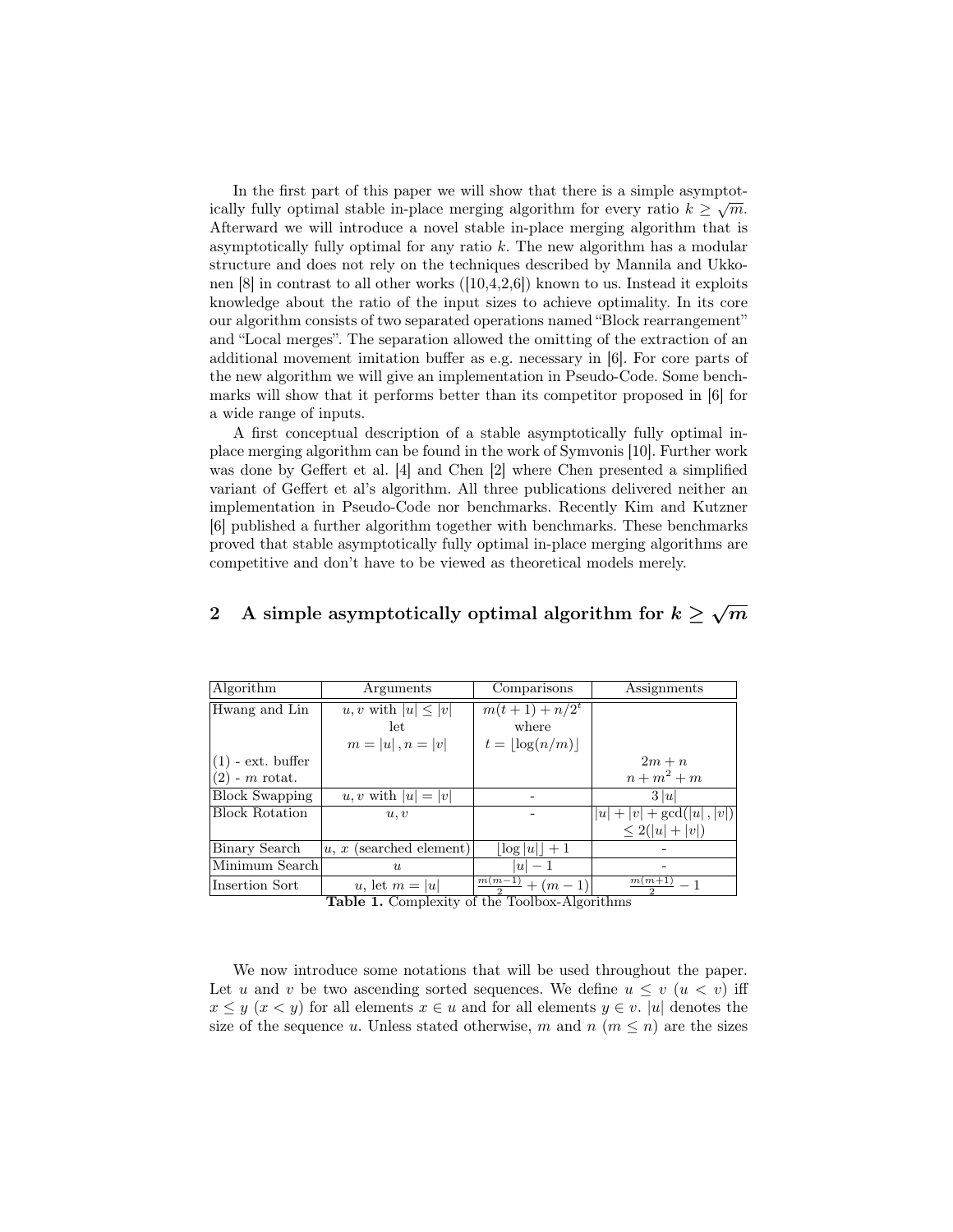In the first part of this paper we will show that there is a simple asymptotically fully optimal stable in-place merging algorithm for every ratio $k \geq \sqrt{m}$. Afterward we will introduce a novel stable in-place merging algorithm that is asymptotically fully optimal for any ratio $k$. The new algorithm has a modular structure and does not rely on the techniques described by Mannila and Ukkonen [8] in contrast to all other works ([10,4,2,6]) known to us. Instead it exploits knowledge about the ratio of the input sizes to achieve optimality. In its core our algorithm consists of two separated operations named "Block rearrangement" and "Local merges". The separation allowed the omitting of the extraction of an additional movement imitation buffer as e.g. necessary in [6]. For core parts of the new algorithm we will give an implementation in Pseudo-Code. Some benchmarks will show that it performs better than its competitor proposed in [6] for a wide range of inputs.

A first conceptual description of a stable asymptotically fully optimal in-place merging algorithm can be found in the work of Symvonis [10]. Further work was done by Geffert et al. [4] and Chen [2] where Chen presented a simplified variant of Geffert et al's algorithm. All three publications delivered neither an implementation in Pseudo-Code nor benchmarks. Recently Kim and Kutzner [6] published a further algorithm together with benchmarks. These benchmarks proved that stable asymptotically fully optimal in-place merging algorithms are competitive and don't have to be viewed as theoretical models merely.

## 2 A simple asymptotically optimal algorithm for $k \geq \sqrt{m}$

| Algorithm | Arguments | Comparisons | Assignments |
|---|---|---|---|
| Hwang and Lin | $u, v$ with $\|u\| \leq \|v\|$ let $m = \|u\|, n = \|v\|$ | $m(t+1) + n/2^t$ where $t = \lfloor \log(n/m) \rfloor$ | |
| (1) - ext. buffer | | | $2m + n$ |
| (2) - $m$ rotat. | | | $n + m^2 + m$ |
| Block Swapping | $u, v$ with $\|u\| = \|v\|$ | - | $3\|u\|$ |
| Block Rotation | $u, v$ | - | $\|u\| + \|v\| + \gcd(\|u\|, \|v\|) \leq 2(\|u\| + \|v\|)$ |
| Binary Search | $u$, $x$ (searched element) | $\lfloor \log \|u\| \rfloor + 1$ | - |
| Minimum Search | $u$ | $\|u\| - 1$ | - |
| Insertion Sort | $u$, let $m = \|u\|$ | $\frac{m(m-1)}{2} + (m-1)$ | $\frac{m(m+1)}{2} - 1$ |

**Table 1.** Complexity of the Toolbox-Algorithms

We now introduce some notations that will be used throughout the paper. Let $u$ and $v$ be two ascending sorted sequences. We define $u \leq v$ ($u < v$) iff $x \leq y$ ($x < y$) for all elements $x \in u$ and for all elements $y \in v$. $|u|$ denotes the size of the sequence $u$. Unless stated otherwise, $m$ and $n$ ($m \leq n$) are the sizes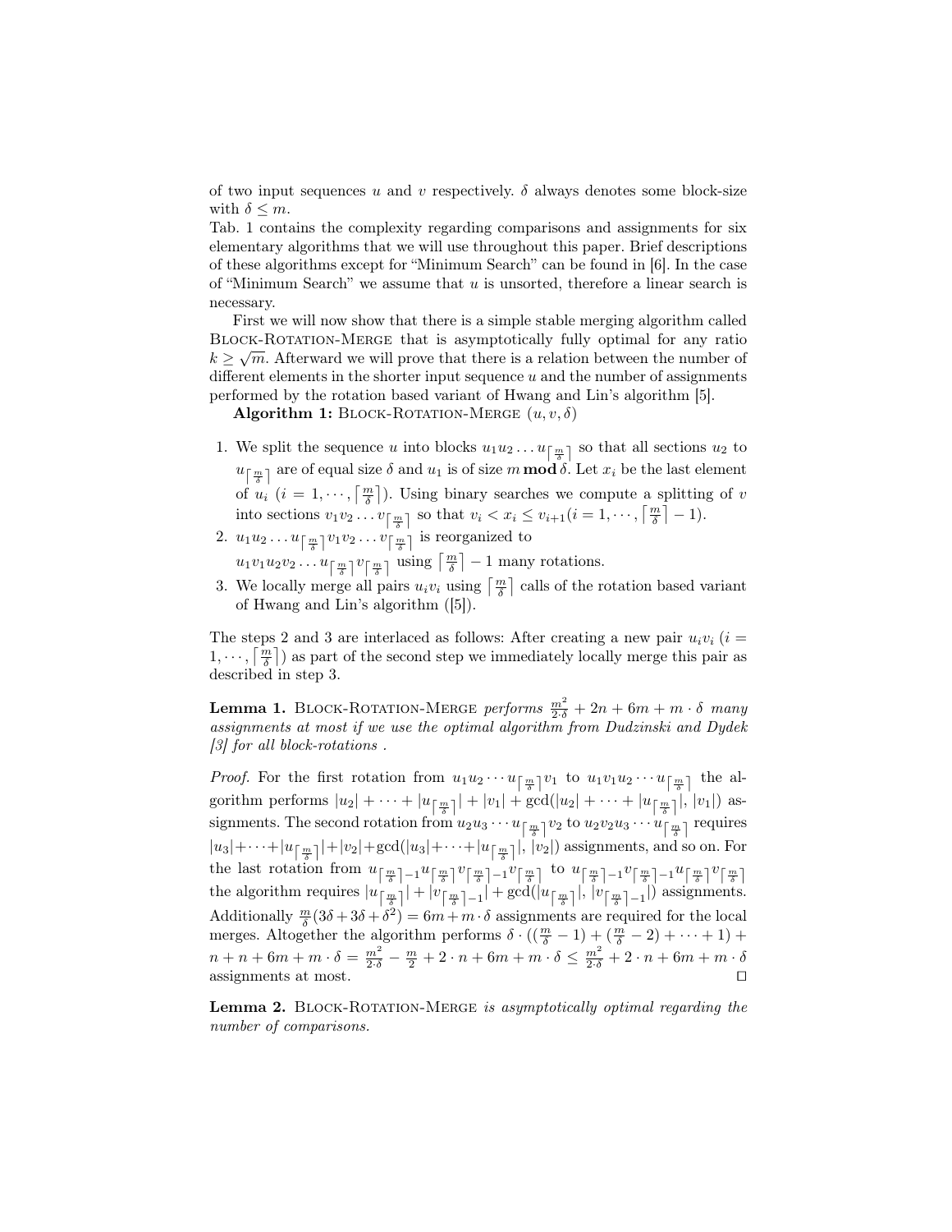of two input sequences $u$ and $v$ respectively. $\delta$ always denotes some block-size with $\delta \leq m$.

Tab. 1 contains the complexity regarding comparisons and assignments for six elementary algorithms that we will use throughout this paper. Brief descriptions of these algorithms except for "Minimum Search" can be found in [6]. In the case of "Minimum Search" we assume that $u$ is unsorted, therefore a linear search is necessary.

First we will now show that there is a simple stable merging algorithm called Block-Rotation-Merge that is asymptotically fully optimal for any ratio $k \geq \sqrt{m}$. Afterward we will prove that there is a relation between the number of different elements in the shorter input sequence $u$ and the number of assignments performed by the rotation based variant of Hwang and Lin's algorithm [5].

**Algorithm 1:** Block-Rotation-Merge $(u, v, \delta)$

1. We split the sequence $u$ into blocks $u_1 u_2 \dots u_{\lceil \frac{m}{\delta} \rceil}$ so that all sections $u_2$ to $u_{\lceil \frac{m}{\delta} \rceil}$ are of equal size $\delta$ and $u_1$ is of size $m \,\mathbf{mod}\, \delta$. Let $x_i$ be the last element of $u_i$ $(i = 1, \cdots, \lceil \frac{m}{\delta} \rceil)$. Using binary searches we compute a splitting of $v$ into sections $v_1 v_2 \dots v_{\lceil \frac{m}{\delta} \rceil}$ so that $v_i < x_i \leq v_{i+1} (i = 1, \cdots, \lceil \frac{m}{\delta} \rceil - 1)$.
2. $u_1 u_2 \dots u_{\lceil \frac{m}{\delta} \rceil} v_1 v_2 \dots v_{\lceil \frac{m}{\delta} \rceil}$ is reorganized to $u_1 v_1 u_2 v_2 \dots u_{\lceil \frac{m}{\delta} \rceil} v_{\lceil \frac{m}{\delta} \rceil}$ using $\lceil \frac{m}{\delta} \rceil - 1$ many rotations.
3. We locally merge all pairs $u_i v_i$ using $\lceil \frac{m}{\delta} \rceil$ calls of the rotation based variant of Hwang and Lin's algorithm ([5]).

The steps 2 and 3 are interlaced as follows: After creating a new pair $u_i v_i$ $(i = 1, \cdots, \lceil \frac{m}{\delta} \rceil)$ as part of the second step we immediately locally merge this pair as described in step 3.

**Lemma 1.** *Block-Rotation-Merge performs $\frac{m^2}{2 \cdot \delta} + 2n + 6m + m \cdot \delta$ many assignments at most if we use the optimal algorithm from Dudzinski and Dydek [3] for all block-rotations .*

*Proof.* For the first rotation from $u_1 u_2 \cdots u_{\lceil \frac{m}{\delta} \rceil} v_1$ to $u_1 v_1 u_2 \cdots u_{\lceil \frac{m}{\delta} \rceil}$ the algorithm performs $|u_2| + \cdots + |u_{\lceil \frac{m}{\delta} \rceil}| + |v_1| + \gcd(|u_2| + \cdots + |u_{\lceil \frac{m}{\delta} \rceil}|, |v_1|)$ assignments. The second rotation from $u_2 u_3 \cdots u_{\lceil \frac{m}{\delta} \rceil} v_2$ to $u_2 v_2 u_3 \cdots u_{\lceil \frac{m}{\delta} \rceil}$ requires $|u_3| + \cdots + |u_{\lceil \frac{m}{\delta} \rceil}| + |v_2| + \gcd(|u_3| + \cdots + |u_{\lceil \frac{m}{\delta} \rceil}|, |v_2|)$ assignments, and so on. For the last rotation from $u_{\lceil \frac{m}{\delta} \rceil - 1} u_{\lceil \frac{m}{\delta} \rceil} v_{\lceil \frac{m}{\delta} \rceil - 1} v_{\lceil \frac{m}{\delta} \rceil}$ to $u_{\lceil \frac{m}{\delta} \rceil - 1} v_{\lceil \frac{m}{\delta} \rceil - 1} u_{\lceil \frac{m}{\delta} \rceil} v_{\lceil \frac{m}{\delta} \rceil}$ the algorithm requires $|u_{\lceil \frac{m}{\delta} \rceil}| + |v_{\lceil \frac{m}{\delta} \rceil - 1}| + \gcd(|u_{\lceil \frac{m}{\delta} \rceil}|, |v_{\lceil \frac{m}{\delta} \rceil - 1}|)$ assignments. Additionally $\frac{m}{\delta}(3\delta + 3\delta + \delta^2) = 6m + m \cdot \delta$ assignments are required for the local merges. Altogether the algorithm performs $\delta \cdot ((\frac{m}{\delta} - 1) + (\frac{m}{\delta} - 2) + \cdots + 1) + n + n + 6m + m \cdot \delta = \frac{m^2}{2 \cdot \delta} - \frac{m}{2} + 2 \cdot n + 6m + m \cdot \delta \leq \frac{m^2}{2 \cdot \delta} + 2 \cdot n + 6m + m \cdot \delta$ assignments at most. ◻

**Lemma 2.** *Block-Rotation-Merge is asymptotically optimal regarding the number of comparisons.*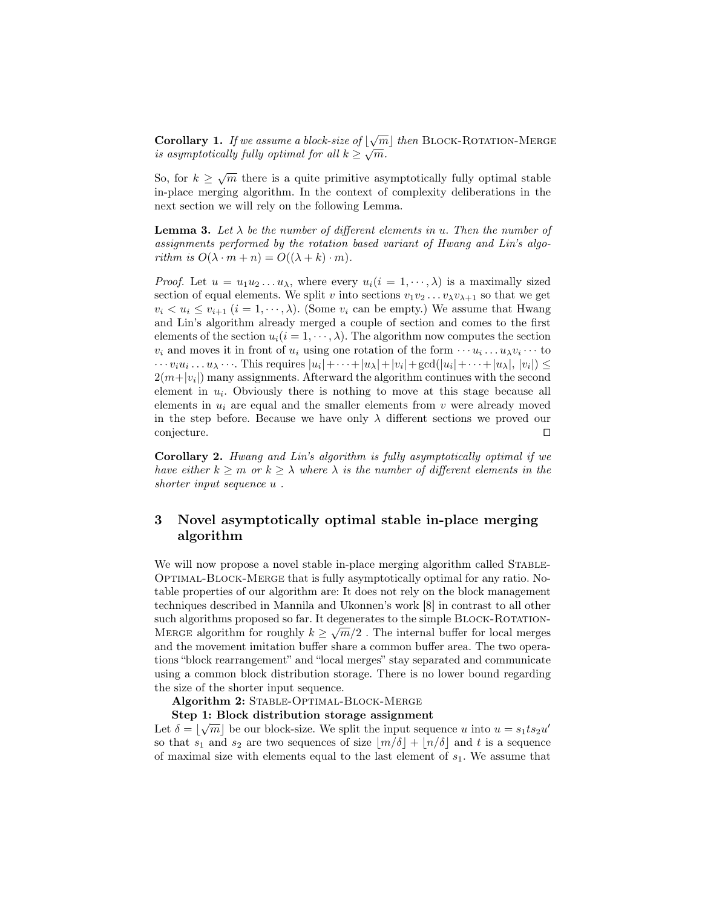**Corollary 1.** *If we assume a block-size of* $\lfloor\sqrt{m}\rfloor$ *then* Block-Rotation-Merge *is asymptotically fully optimal for all* $k \geq \sqrt{m}$*.*

So, for $k \geq \sqrt{m}$ there is a quite primitive asymptotically fully optimal stable in-place merging algorithm. In the context of complexity deliberations in the next section we will rely on the following Lemma.

**Lemma 3.** *Let* $\lambda$ *be the number of different elements in* $u$*. Then the number of assignments performed by the rotation based variant of Hwang and Lin's algorithm is* $O(\lambda \cdot m + n) = O((\lambda + k) \cdot m)$*.*

*Proof.* Let $u = u_1 u_2 \dots u_\lambda$, where every $u_i (i = 1, \cdots, \lambda)$ is a maximally sized section of equal elements. We split $v$ into sections $v_1 v_2 \dots v_\lambda v_{\lambda+1}$ so that we get $v_i < u_i \leq v_{i+1}$ $(i = 1, \cdots, \lambda)$. (Some $v_i$ can be empty.) We assume that Hwang and Lin's algorithm already merged a couple of section and comes to the first elements of the section $u_i (i = 1, \cdots, \lambda)$. The algorithm now computes the section $v_i$ and moves it in front of $u_i$ using one rotation of the form $\cdots u_i \dots u_\lambda v_i \cdots$ to $\cdots v_i u_i \dots u_\lambda \cdots$. This requires $|u_i| + \cdots + |u_\lambda| + |v_i| + \gcd(|u_i| + \cdots + |u_\lambda|, |v_i|) \leq 2(m + |v_i|)$ many assignments. Afterward the algorithm continues with the second element in $u_i$. Obviously there is nothing to move at this stage because all elements in $u_i$ are equal and the smaller elements from $v$ were already moved in the step before. Because we have only $\lambda$ different sections we proved our conjecture. □

**Corollary 2.** *Hwang and Lin's algorithm is fully asymptotically optimal if we have either* $k \geq m$ *or* $k \geq \lambda$ *where* $\lambda$ *is the number of different elements in the shorter input sequence* $u$ *.*

## 3 Novel asymptotically optimal stable in-place merging algorithm

We will now propose a novel stable in-place merging algorithm called Stable-Optimal-Block-Merge that is fully asymptotically optimal for any ratio. Notable properties of our algorithm are: It does not rely on the block management techniques described in Mannila and Ukonnen's work [8] in contrast to all other such algorithms proposed so far. It degenerates to the simple Block-Rotation-Merge algorithm for roughly $k \geq \sqrt{m}/2$ . The internal buffer for local merges and the movement imitation buffer share a common buffer area. The two operations "block rearrangement" and "local merges" stay separated and communicate using a common block distribution storage. There is no lower bound regarding the size of the shorter input sequence.

**Algorithm 2:** Stable-Optimal-Block-Merge

**Step 1: Block distribution storage assignment**

Let $\delta = \lfloor\sqrt{m}\rfloor$ be our block-size. We split the input sequence $u$ into $u = s_1 t s_2 u'$ so that $s_1$ and $s_2$ are two sequences of size $\lfloor m/\delta \rfloor + \lfloor n/\delta \rfloor$ and $t$ is a sequence of maximal size with elements equal to the last element of $s_1$. We assume that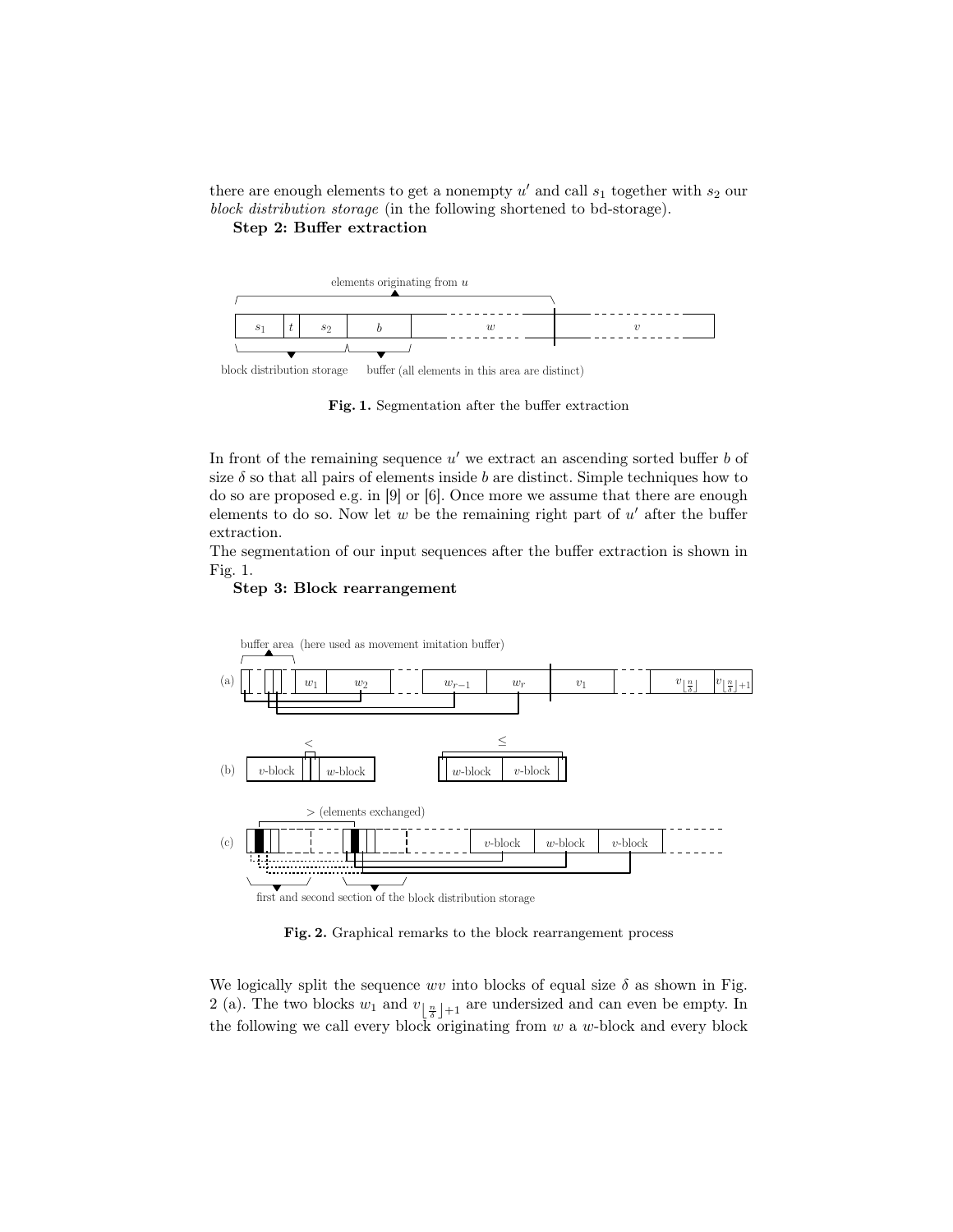there are enough elements to get a nonempty $u'$ and call $s_1$ together with $s_2$ our *block distribution storage* (in the following shortened to bd-storage).

**Step 2: Buffer extraction**

**Fig. 1.** Segmentation after the buffer extraction

In front of the remaining sequence $u'$ we extract an ascending sorted buffer $b$ of size $\delta$ so that all pairs of elements inside $b$ are distinct. Simple techniques how to do so are proposed e.g. in [9] or [6]. Once more we assume that there are enough elements to do so. Now let $w$ be the remaining right part of $u'$ after the buffer extraction.
The segmentation of our input sequences after the buffer extraction is shown in Fig. 1.

**Step 3: Block rearrangement**

**Fig. 2.** Graphical remarks to the block rearrangement process

We logically split the sequence $wv$ into blocks of equal size $\delta$ as shown in Fig. 2 (a). The two blocks $w_1$ and $v_{\lfloor \frac{n}{\delta} \rfloor + 1}$ are undersized and can even be empty. In the following we call every block originating from $w$ a $w$-block and every block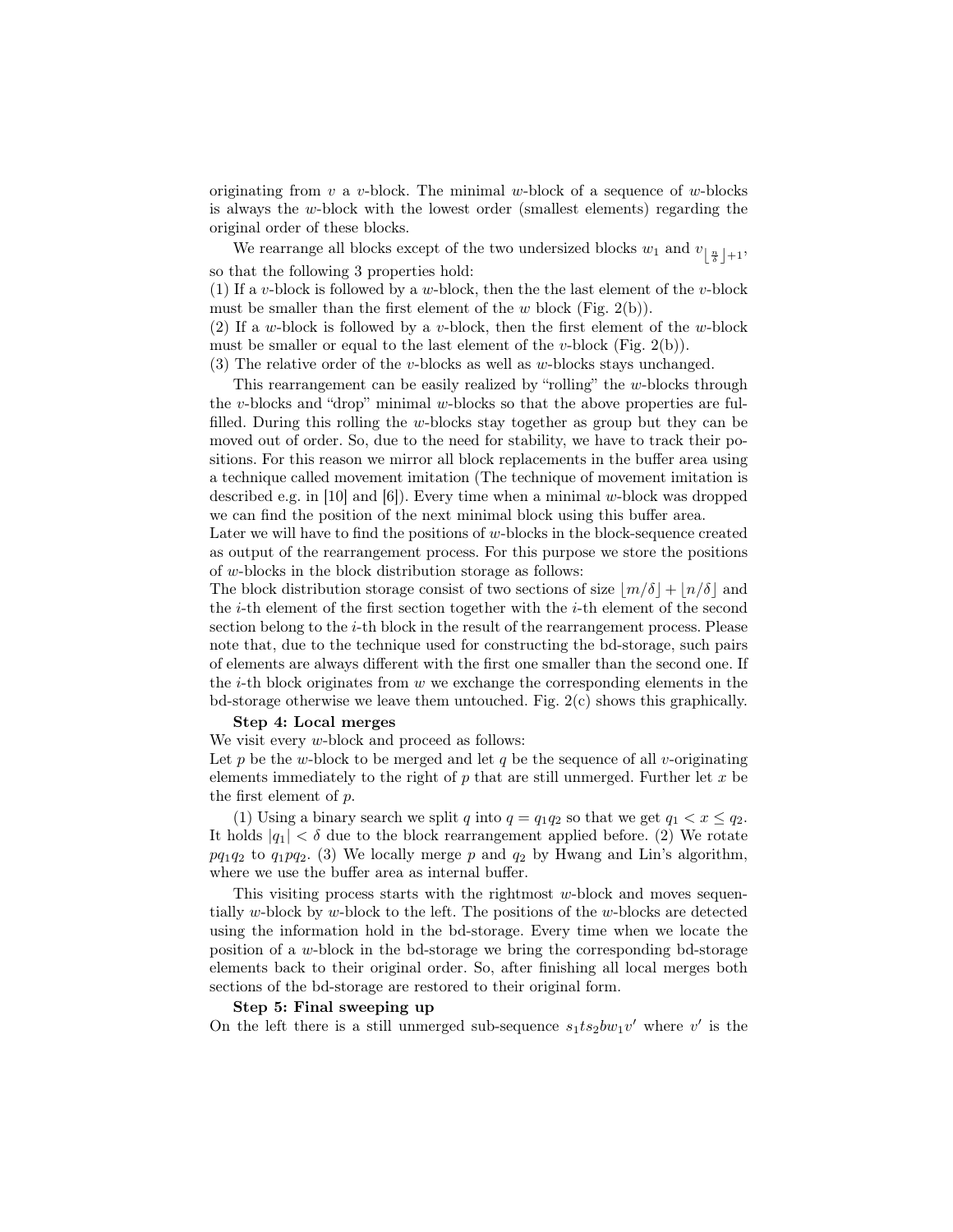originating from $v$ a $v$-block. The minimal $w$-block of a sequence of $w$-blocks is always the $w$-block with the lowest order (smallest elements) regarding the original order of these blocks.

We rearrange all blocks except of the two undersized blocks $w_1$ and $v_{\lfloor \frac{n}{\delta} \rfloor + 1}$, so that the following 3 properties hold:
(1) If a $v$-block is followed by a $w$-block, then the the last element of the $v$-block must be smaller than the first element of the $w$ block (Fig. 2(b)).
(2) If a $w$-block is followed by a $v$-block, then the first element of the $w$-block must be smaller or equal to the last element of the $v$-block (Fig. 2(b)).
(3) The relative order of the $v$-blocks as well as $w$-blocks stays unchanged.

This rearrangement can be easily realized by "rolling" the $w$-blocks through the $v$-blocks and "drop" minimal $w$-blocks so that the above properties are fulfilled. During this rolling the $w$-blocks stay together as group but they can be moved out of order. So, due to the need for stability, we have to track their positions. For this reason we mirror all block replacements in the buffer area using a technique called movement imitation (The technique of movement imitation is described e.g. in [10] and [6]). Every time when a minimal $w$-block was dropped we can find the position of the next minimal block using this buffer area.
Later we will have to find the positions of $w$-blocks in the block-sequence created as output of the rearrangement process. For this purpose we store the positions of $w$-blocks in the block distribution storage as follows:
The block distribution storage consist of two sections of size $\lfloor m/\delta \rfloor + \lfloor n/\delta \rfloor$ and the $i$-th element of the first section together with the $i$-th element of the second section belong to the $i$-th block in the result of the rearrangement process. Please note that, due to the technique used for constructing the bd-storage, such pairs of elements are always different with the first one smaller than the second one. If the $i$-th block originates from $w$ we exchange the corresponding elements in the bd-storage otherwise we leave them untouched. Fig. 2(c) shows this graphically.

**Step 4: Local merges**
We visit every $w$-block and proceed as follows:
Let $p$ be the $w$-block to be merged and let $q$ be the sequence of all $v$-originating elements immediately to the right of $p$ that are still unmerged. Further let $x$ be the first element of $p$.

(1) Using a binary search we split $q$ into $q = q_1 q_2$ so that we get $q_1 < x \leq q_2$. It holds $|q_1| < \delta$ due to the block rearrangement applied before. (2) We rotate $pq_1q_2$ to $q_1pq_2$. (3) We locally merge $p$ and $q_2$ by Hwang and Lin's algorithm, where we use the buffer area as internal buffer.

This visiting process starts with the rightmost $w$-block and moves sequentially $w$-block by $w$-block to the left. The positions of the $w$-blocks are detected using the information hold in the bd-storage. Every time when we locate the position of a $w$-block in the bd-storage we bring the corresponding bd-storage elements back to their original order. So, after finishing all local merges both sections of the bd-storage are restored to their original form.

**Step 5: Final sweeping up**
On the left there is a still unmerged sub-sequence $s_1 t s_2 b w_1 v'$ where $v'$ is the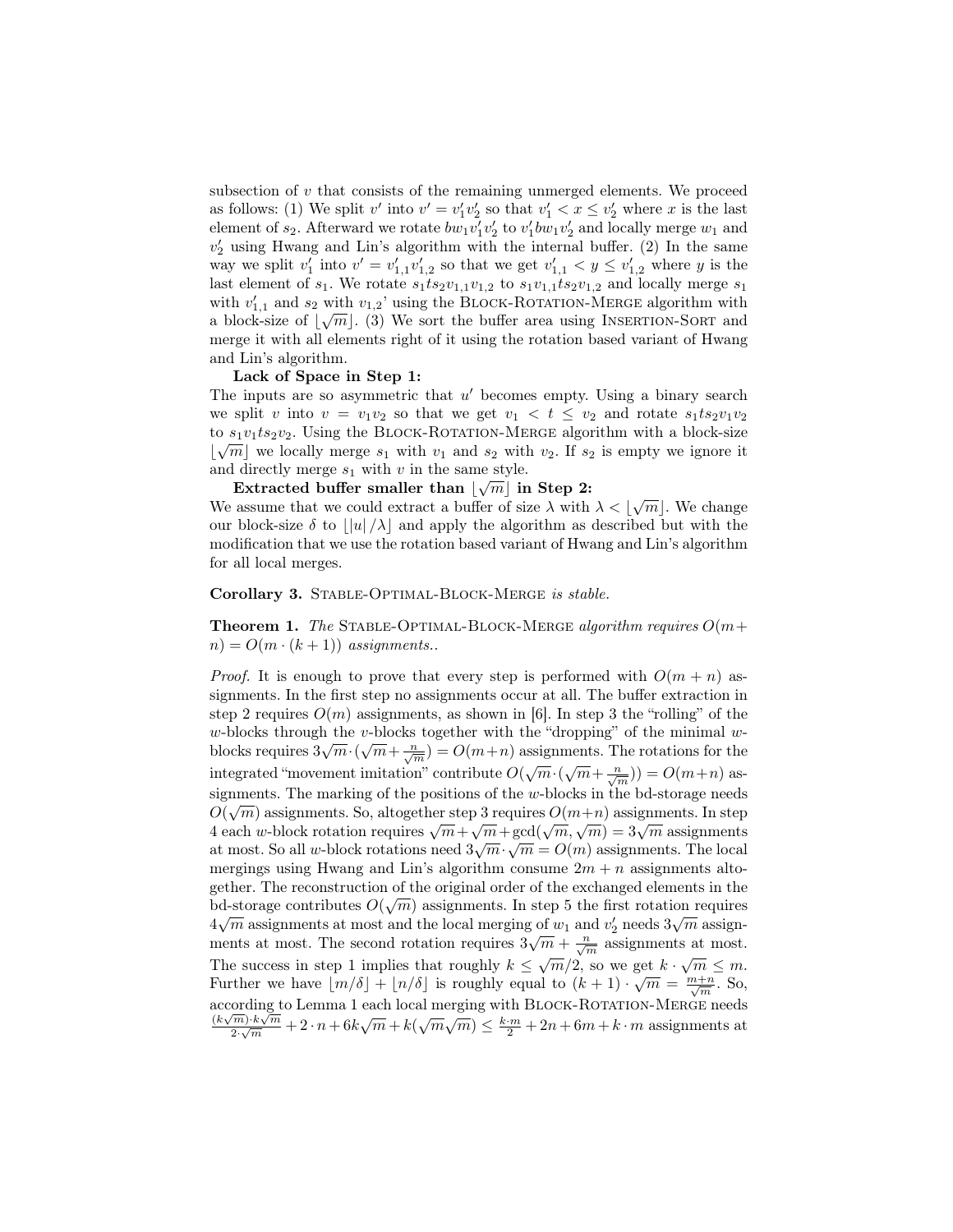subsection of $v$ that consists of the remaining unmerged elements. We proceed as follows: (1) We split $v'$ into $v' = v'_1 v'_2$ so that $v'_1 < x \leq v'_2$ where $x$ is the last element of $s_2$. Afterward we rotate $bw_1 v'_1 v'_2$ to $v'_1 bw_1 v'_2$ and locally merge $w_1$ and $v'_2$ using Hwang and Lin's algorithm with the internal buffer. (2) In the same way we split $v'_1$ into $v' = v'_{1,1} v'_{1,2}$ so that we get $v'_{1,1} < y \leq v'_{1,2}$ where $y$ is the last element of $s_1$. We rotate $s_1 t s_2 v_{1,1} v_{1,2}$ to $s_1 v_{1,1} t s_2 v_{1,2}$ and locally merge $s_1$ with $v'_{1,1}$ and $s_2$ with $v_{1,2}$' using the Block-Rotation-Merge algorithm with a block-size of $\lfloor \sqrt{m} \rfloor$. (3) We sort the buffer area using Insertion-Sort and merge it with all elements right of it using the rotation based variant of Hwang and Lin's algorithm.

**Lack of Space in Step 1:**
The inputs are so asymmetric that $u'$ becomes empty. Using a binary search we split $v$ into $v = v_1 v_2$ so that we get $v_1 < t \leq v_2$ and rotate $s_1 t s_2 v_1 v_2$ to $s_1 v_1 t s_2 v_2$. Using the Block-Rotation-Merge algorithm with a block-size $\lfloor \sqrt{m} \rfloor$ we locally merge $s_1$ with $v_1$ and $s_2$ with $v_2$. If $s_2$ is empty we ignore it and directly merge $s_1$ with $v$ in the same style.

**Extracted buffer smaller than $\lfloor \sqrt{m} \rfloor$ in Step 2:**
We assume that we could extract a buffer of size $\lambda$ with $\lambda < \lfloor \sqrt{m} \rfloor$. We change our block-size $\delta$ to $\lfloor |u| / \lambda \rfloor$ and apply the algorithm as described but with the modification that we use the rotation based variant of Hwang and Lin's algorithm for all local merges.

**Corollary 3.** *Stable-Optimal-Block-Merge is stable.*

**Theorem 1.** *The Stable-Optimal-Block-Merge algorithm requires $O(m + n) = O(m \cdot (k+1))$ assignments..*

*Proof.* It is enough to prove that every step is performed with $O(m+n)$ assignments. In the first step no assignments occur at all. The buffer extraction in step 2 requires $O(m)$ assignments, as shown in [6]. In step 3 the "rolling" of the $w$-blocks through the $v$-blocks together with the "dropping" of the minimal $w$-blocks requires $3\sqrt{m} \cdot (\sqrt{m} + \frac{n}{\sqrt{m}}) = O(m+n)$ assignments. The rotations for the integrated "movement imitation" contribute $O(\sqrt{m} \cdot (\sqrt{m} + \frac{n}{\sqrt{m}})) = O(m+n)$ assignments. The marking of the positions of the $w$-blocks in the bd-storage needs $O(\sqrt{m})$ assignments. So, altogether step 3 requires $O(m+n)$ assignments. In step 4 each $w$-block rotation requires $\sqrt{m} + \sqrt{m} + \gcd(\sqrt{m}, \sqrt{m}) = 3\sqrt{m}$ assignments at most. So all $w$-block rotations need $3\sqrt{m} \cdot \sqrt{m} = O(m)$ assignments. The local mergings using Hwang and Lin's algorithm consume $2m + n$ assignments altogether. The reconstruction of the original order of the exchanged elements in the bd-storage contributes $O(\sqrt{m})$ assignments. In step 5 the first rotation requires $4\sqrt{m}$ assignments at most and the local merging of $w_1$ and $v'_2$ needs $3\sqrt{m}$ assignments at most. The second rotation requires $3\sqrt{m} + \frac{n}{\sqrt{m}}$ assignments at most. The success in step 1 implies that roughly $k \leq \sqrt{m}/2$, so we get $k \cdot \sqrt{m} \leq m$. Further we have $\lfloor m/\delta \rfloor + \lfloor n/\delta \rfloor$ is roughly equal to $(k+1) \cdot \sqrt{m} = \frac{m+n}{\sqrt{m}}$. So, according to Lemma 1 each local merging with Block-Rotation-Merge needs $\frac{(k\sqrt{m}) \cdot k\sqrt{m}}{2 \cdot \sqrt{m}} + 2 \cdot n + 6k\sqrt{m} + k(\sqrt{m}\sqrt{m}) \leq \frac{k \cdot m}{2} + 2n + 6m + k \cdot m$ assignments at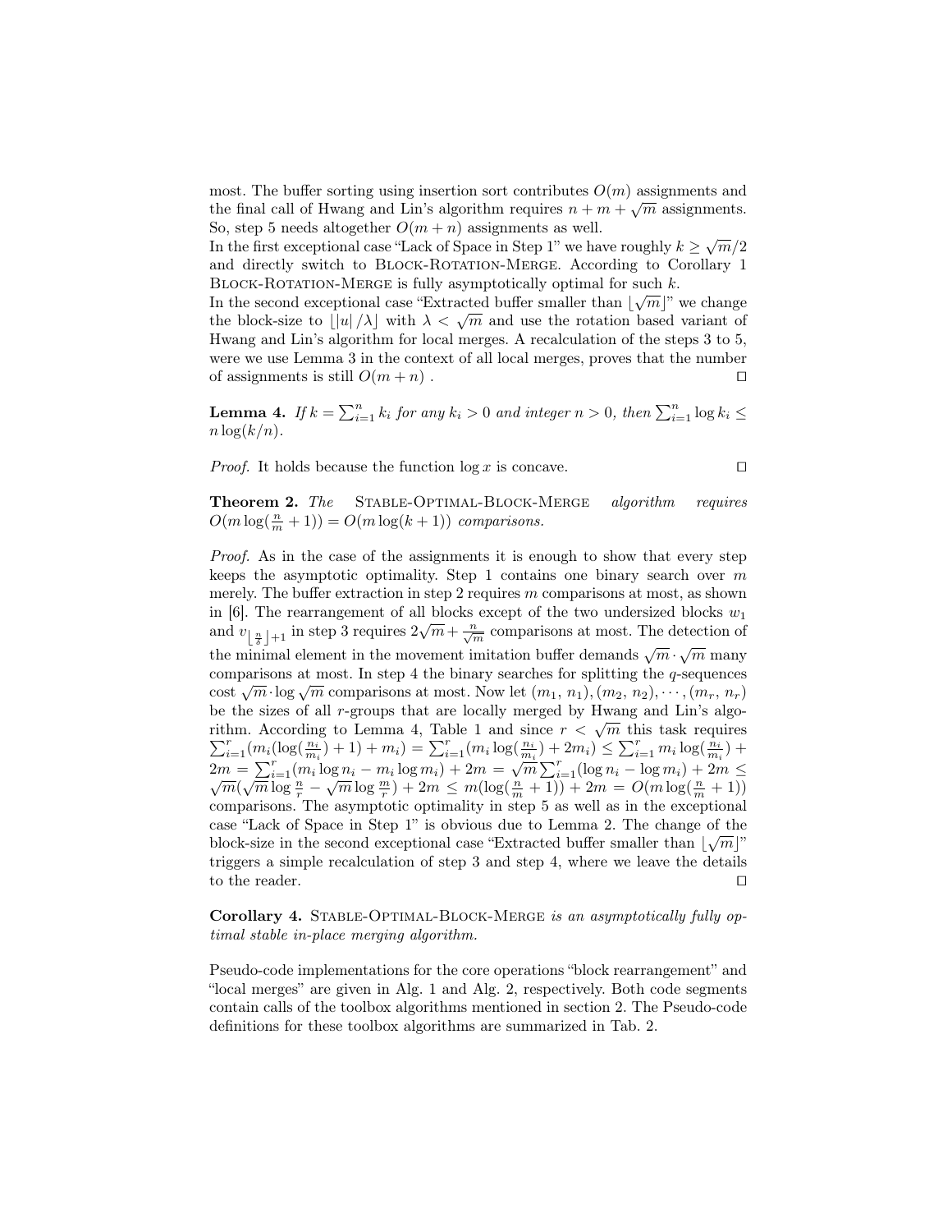most. The buffer sorting using insertion sort contributes $O(m)$ assignments and the final call of Hwang and Lin's algorithm requires $n + m + \sqrt{m}$ assignments. So, step 5 needs altogether $O(m + n)$ assignments as well.
In the first exceptional case "Lack of Space in Step 1" we have roughly $k \geq \sqrt{m}/2$ and directly switch to Block-Rotation-Merge. According to Corollary 1 Block-Rotation-Merge is fully asymptotically optimal for such $k$.
In the second exceptional case "Extracted buffer smaller than $\lfloor\sqrt{m}\rfloor$" we change the block-size to $\lfloor |u| / \lambda \rfloor$ with $\lambda < \sqrt{m}$ and use the rotation based variant of Hwang and Lin's algorithm for local merges. A recalculation of the steps 3 to 5, were we use Lemma 3 in the context of all local merges, proves that the number of assignments is still $O(m + n)$ . □

**Lemma 4.** *If $k = \sum_{i=1}^{n} k_i$ for any $k_i > 0$ and integer $n > 0$, then $\sum_{i=1}^{n} \log k_i \leq n \log(k/n)$.*

*Proof.* It holds because the function $\log x$ is concave. □

**Theorem 2.** *The Stable-Optimal-Block-Merge algorithm requires $O(m \log(\frac{n}{m} + 1)) = O(m \log(k + 1))$ comparisons.*

*Proof.* As in the case of the assignments it is enough to show that every step keeps the asymptotic optimality. Step 1 contains one binary search over $m$ merely. The buffer extraction in step 2 requires $m$ comparisons at most, as shown in [6]. The rearrangement of all blocks except of the two undersized blocks $w_1$ and $v_{\lfloor \frac{n}{\delta} \rfloor + 1}$ in step 3 requires $2\sqrt{m} + \frac{n}{\sqrt{m}}$ comparisons at most. The detection of the minimal element in the movement imitation buffer demands $\sqrt{m} \cdot \sqrt{m}$ many comparisons at most. In step 4 the binary searches for splitting the $q$-sequences cost $\sqrt{m} \cdot \log \sqrt{m}$ comparisons at most. Now let $(m_1, n_1), (m_2, n_2), \cdots, (m_r, n_r)$ be the sizes of all $r$-groups that are locally merged by Hwang and Lin's algorithm. According to Lemma 4, Table 1 and since $r < \sqrt{m}$ this task requires $\sum_{i=1}^{r}(m_i(\log(\frac{n_i}{m_i}) + 1) + m_i) = \sum_{i=1}^{r}(m_i \log(\frac{n_i}{m_i}) + 2m_i) \leq \sum_{i=1}^{r} m_i \log(\frac{n_i}{m_i}) + 2m = \sum_{i=1}^{r}(m_i \log n_i - m_i \log m_i) + 2m = \sqrt{m} \sum_{i=1}^{r}(\log n_i - \log m_i) + 2m \leq \sqrt{m}(\sqrt{m} \log \frac{n}{r} - \sqrt{m} \log \frac{m}{r}) + 2m \leq m(\log(\frac{n}{m} + 1)) + 2m = O(m \log(\frac{n}{m} + 1))$ comparisons. The asymptotic optimality in step 5 as well as in the exceptional case "Lack of Space in Step 1" is obvious due to Lemma 2. The change of the block-size in the second exceptional case "Extracted buffer smaller than $\lfloor\sqrt{m}\rfloor$" triggers a simple recalculation of step 3 and step 4, where we leave the details to the reader. □

**Corollary 4.** *Stable-Optimal-Block-Merge is an asymptotically fully optimal stable in-place merging algorithm.*

Pseudo-code implementations for the core operations "block rearrangement" and "local merges" are given in Alg. 1 and Alg. 2, respectively. Both code segments contain calls of the toolbox algorithms mentioned in section 2. The Pseudo-code definitions for these toolbox algorithms are summarized in Tab. 2.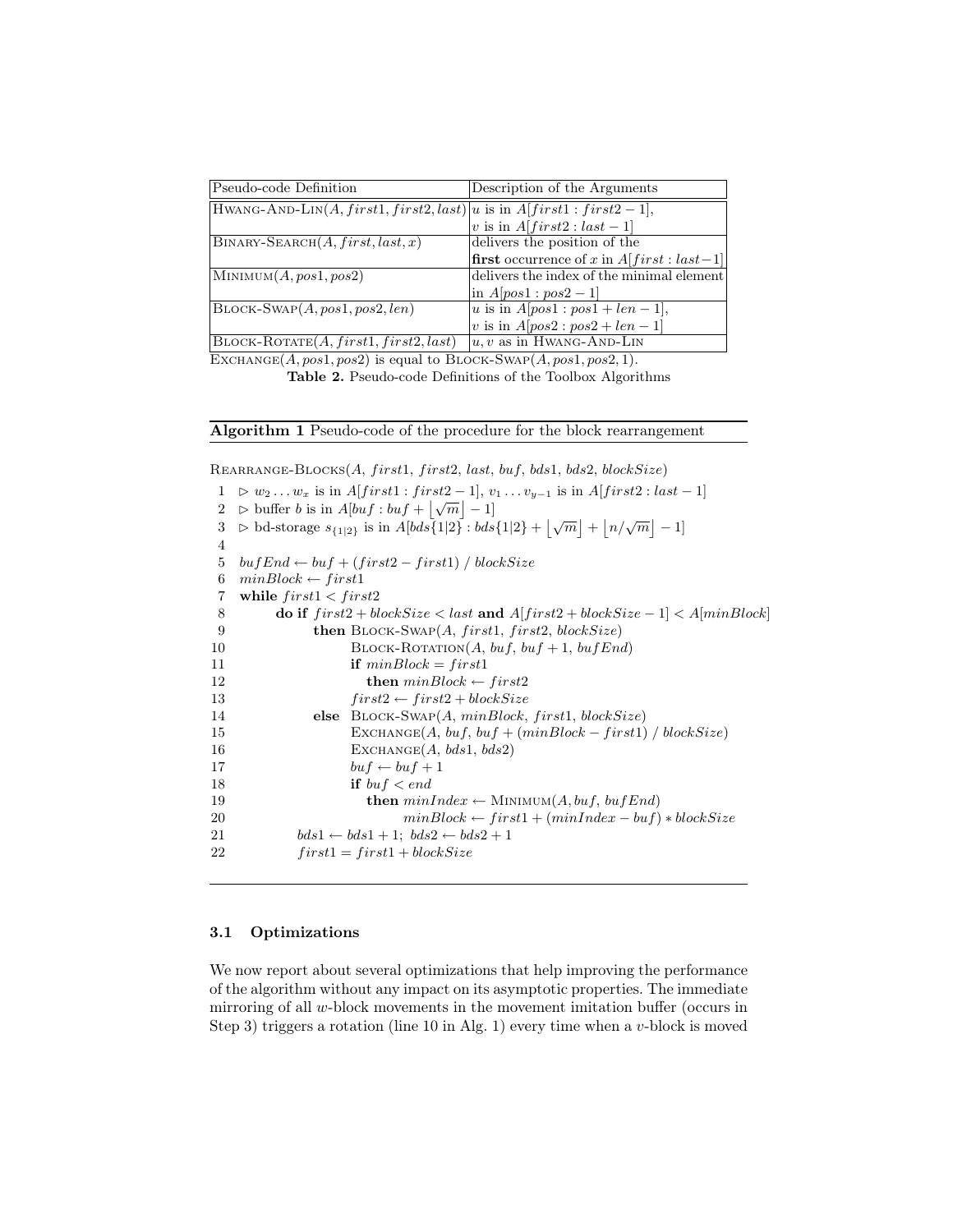| Pseudo-code Definition | Description of the Arguments |
|---|---|
| Hwang-And-Lin($A, first1, first2, last$) | $u$ is in $A[first1 : first2 - 1]$, $v$ is in $A[first2 : last - 1]$ |
| Binary-Search($A, first, last, x$) | delivers the position of the **first** occurrence of $x$ in $A[first : last-1]$ |
| Minimum($A, pos1, pos2$) | delivers the index of the minimal element in $A[pos1 : pos2 - 1]$ |
| Block-Swap($A, pos1, pos2, len$) | $u$ is in $A[pos1 : pos1 + len - 1]$, $v$ is in $A[pos2 : pos2 + len - 1]$ |
| Block-Rotate($A, first1, first2, last$) | $u, v$ as in Hwang-And-Lin |

Exchange($A, pos1, pos2$) is equal to Block-Swap($A, pos1, pos2, 1$).

**Table 2.** Pseudo-code Definitions of the Toolbox Algorithms

**Algorithm 1** Pseudo-code of the procedure for the block rearrangement

```
Rearrange-Blocks(A, first1, first2, last, buf, bds1, bds2, blockSize)
 1  ▷ w_2 ... w_x is in A[first1 : first2 − 1], v_1 ... v_{y−1} is in A[first2 : last − 1]
 2  ▷ buffer b is in A[buf : buf + ⌊√m⌋ − 1]
 3  ▷ bd-storage s_{1|2} is in A[bds{1|2} : bds{1|2} + ⌊√m⌋ + ⌊n/√m⌋ − 1]
 4
 5  bufEnd ← buf + (first2 − first1) / blockSize
 6  minBlock ← first1
 7  while first1 < first2
 8       do if first2 + blockSize < last and A[first2 + blockSize − 1] < A[minBlock]
 9             then Block-Swap(A, first1, first2, blockSize)
10                  Block-Rotation(A, buf, buf + 1, bufEnd)
11                  if minBlock = first1
12                     then minBlock ← first2
13                  first2 ← first2 + blockSize
14             else Block-Swap(A, minBlock, first1, blockSize)
15                  Exchange(A, buf, buf + (minBlock − first1) / blockSize)
16                  Exchange(A, bds1, bds2)
17                  buf ← buf + 1
18                  if buf < end
19                     then minIndex ← Minimum(A, buf, bufEnd)
20                          minBlock ← first1 + (minIndex − buf) * blockSize
21          bds1 ← bds1 + 1; bds2 ← bds2 + 1
22          first1 = first1 + blockSize
```

### 3.1 Optimizations

We now report about several optimizations that help improving the performance of the algorithm without any impact on its asymptotic properties. The immediate mirroring of all $w$-block movements in the movement imitation buffer (occurs in Step 3) triggers a rotation (line 10 in Alg. 1) every time when a $v$-block is moved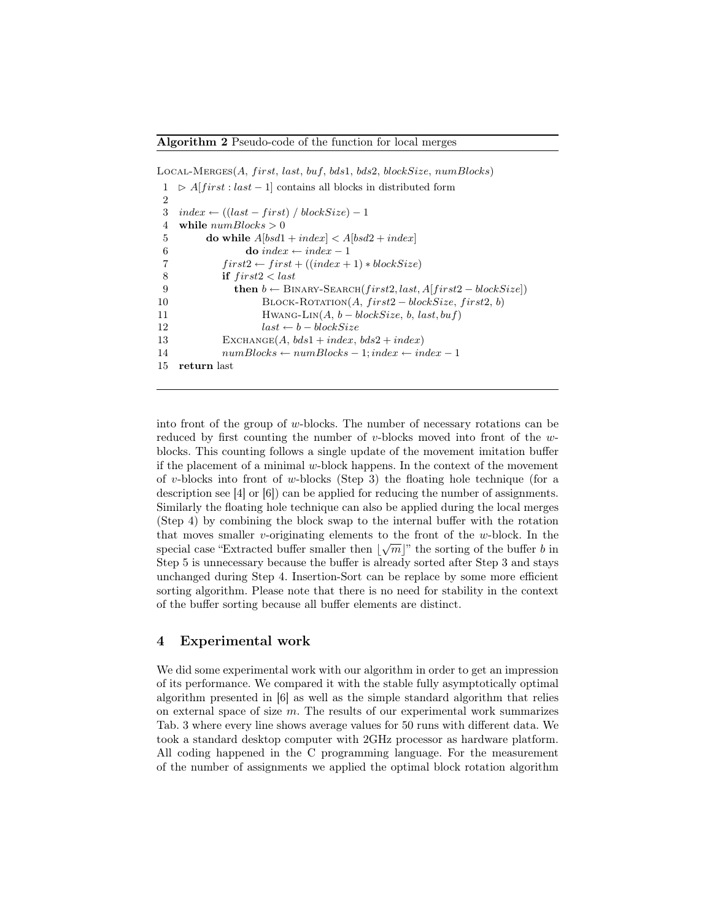**Algorithm 2** Pseudo-code of the function for local merges

```
Local-Merges(A, first, last, buf, bds1, bds2, blockSize, numBlocks)
 1  ▷ A[first : last − 1] contains all blocks in distributed form
 2
 3  index ← ((last − first) / blockSize) − 1
 4  while numBlocks > 0
 5       do while A[bsd1 + index] < A[bsd2 + index]
 6              do index ← index − 1
 7          first2 ← first + ((index + 1) ∗ blockSize)
 8          if first2 < last
 9             then b ← Binary-Search(first2, last, A[first2 − blockSize])
10                  Block-Rotation(A, first2 − blockSize, first2, b)
11                  Hwang-Lin(A, b − blockSize, b, last, buf)
12                  last ← b − blockSize
13          Exchange(A, bds1 + index, bds2 + index)
14          numBlocks ← numBlocks − 1; index ← index − 1
15  return last
```

into front of the group of $w$-blocks. The number of necessary rotations can be reduced by first counting the number of $v$-blocks moved into front of the $w$-blocks. This counting follows a single update of the movement imitation buffer if the placement of a minimal $w$-block happens. In the context of the movement of $v$-blocks into front of $w$-blocks (Step 3) the floating hole technique (for a description see [4] or [6]) can be applied for reducing the number of assignments. Similarly the floating hole technique can also be applied during the local merges (Step 4) by combining the block swap to the internal buffer with the rotation that moves smaller $v$-originating elements to the front of the $w$-block. In the special case "Extracted buffer smaller then $\lfloor\sqrt{m}\rfloor$" the sorting of the buffer $b$ in Step 5 is unnecessary because the buffer is already sorted after Step 3 and stays unchanged during Step 4. Insertion-Sort can be replace by some more efficient sorting algorithm. Please note that there is no need for stability in the context of the buffer sorting because all buffer elements are distinct.

## 4 Experimental work

We did some experimental work with our algorithm in order to get an impression of its performance. We compared it with the stable fully asymptotically optimal algorithm presented in [6] as well as the simple standard algorithm that relies on external space of size $m$. The results of our experimental work summarizes Tab. 3 where every line shows average values for 50 runs with different data. We took a standard desktop computer with 2GHz processor as hardware platform. All coding happened in the C programming language. For the measurement of the number of assignments we applied the optimal block rotation algorithm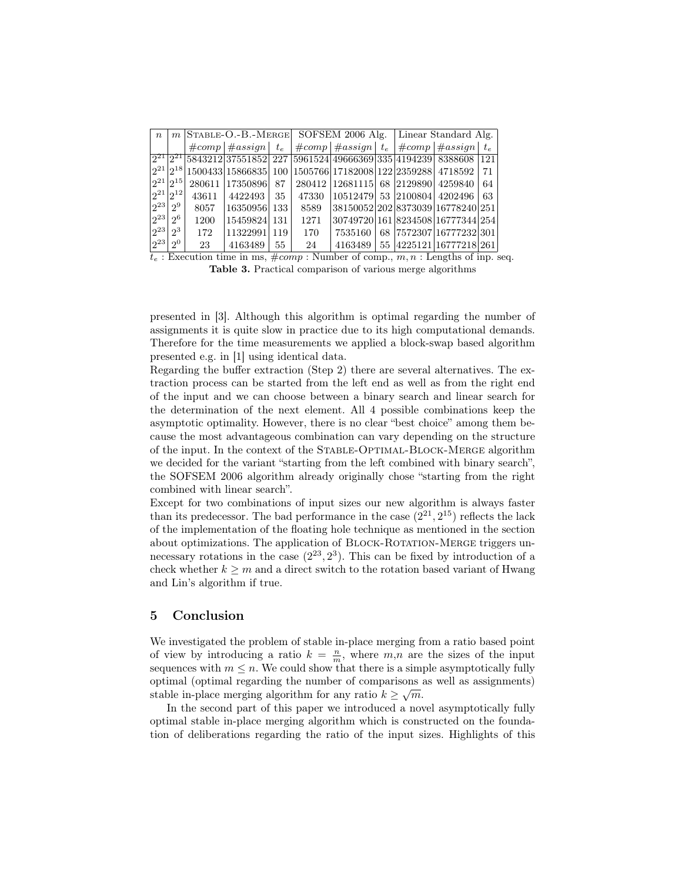| $n$ | $m$ | Stable-O.-B.-Merge | | | SOFSEM 2006 Alg. | | | Linear Standard Alg. | | |
|---|---|---|---|---|---|---|---|---|---|---|
| | | $\#comp$ | $\#assign$ | $t_e$ | $\#comp$ | $\#assign$ | $t_e$ | $\#comp$ | $\#assign$ | $t_e$ |
| $2^{21}$ | $2^{21}$ | 5843212 | 37551852 | 227 | 5961524 | 49666369 | 335 | 4194239 | 8388608 | 121 |
| $2^{21}$ | $2^{18}$ | 1500433 | 15866835 | 100 | 1505766 | 17182008 | 122 | 2359288 | 4718592 | 71 |
| $2^{21}$ | $2^{15}$ | 280611 | 17350896 | 87 | 280412 | 12681115 | 68 | 2129890 | 4259840 | 64 |
| $2^{21}$ | $2^{12}$ | 43611 | 4422493 | 35 | 47330 | 10512479 | 53 | 2100804 | 4202496 | 63 |
| $2^{23}$ | $2^{9}$ | 8057 | 16350956 | 133 | 8589 | 38150052 | 202 | 8373039 | 16778240 | 251 |
| $2^{23}$ | $2^{6}$ | 1200 | 15459824 | 131 | 1271 | 30749720 | 161 | 8234508 | 16777344 | 254 |
| $2^{23}$ | $2^{3}$ | 172 | 11322991 | 119 | 170 | 7535160 | 68 | 7572307 | 16777232 | 301 |
| $2^{23}$ | $2^{0}$ | 23 | 4163489 | 55 | 24 | 4163489 | 55 | 4225121 | 16777218 | 261 |

$t_e$ : Execution time in ms, $\#comp$ : Number of comp., $m, n$ : Lengths of inp. seq.

**Table 3.** Practical comparison of various merge algorithms

presented in [3]. Although this algorithm is optimal regarding the number of assignments it is quite slow in practice due to its high computational demands. Therefore for the time measurements we applied a block-swap based algorithm presented e.g. in [1] using identical data.

Regarding the buffer extraction (Step 2) there are several alternatives. The extraction process can be started from the left end as well as from the right end of the input and we can choose between a binary search and linear search for the determination of the next element. All 4 possible combinations keep the asymptotic optimality. However, there is no clear "best choice" among them because the most advantageous combination can vary depending on the structure of the input. In the context of the Stable-Optimal-Block-Merge algorithm we decided for the variant "starting from the left combined with binary search", the SOFSEM 2006 algorithm already originally chose "starting from the right combined with linear search".

Except for two combinations of input sizes our new algorithm is always faster than its predecessor. The bad performance in the case $(2^{21}, 2^{15})$ reflects the lack of the implementation of the floating hole technique as mentioned in the section about optimizations. The application of Block-Rotation-Merge triggers unnecessary rotations in the case $(2^{23}, 2^{3})$. This can be fixed by introduction of a check whether $k \geq m$ and a direct switch to the rotation based variant of Hwang and Lin's algorithm if true.

## 5 Conclusion

We investigated the problem of stable in-place merging from a ratio based point of view by introducing a ratio $k = \frac{n}{m}$, where $m$,$n$ are the sizes of the input sequences with $m \leq n$. We could show that there is a simple asymptotically fully optimal (optimal regarding the number of comparisons as well as assignments) stable in-place merging algorithm for any ratio $k \geq \sqrt{m}$.

In the second part of this paper we introduced a novel asymptotically fully optimal stable in-place merging algorithm which is constructed on the foundation of deliberations regarding the ratio of the input sizes. Highlights of this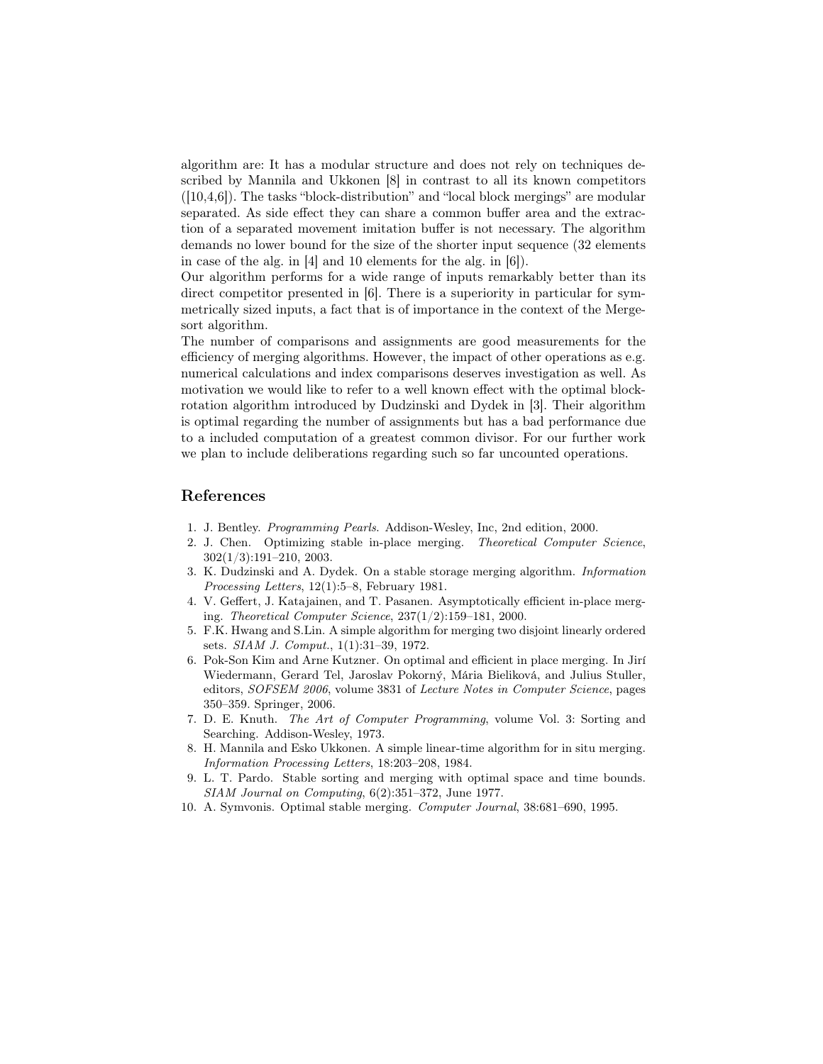algorithm are: It has a modular structure and does not rely on techniques described by Mannila and Ukkonen [8] in contrast to all its known competitors ([10,4,6]). The tasks "block-distribution" and "local block mergings" are modular separated. As side effect they can share a common buffer area and the extraction of a separated movement imitation buffer is not necessary. The algorithm demands no lower bound for the size of the shorter input sequence (32 elements in case of the alg. in [4] and 10 elements for the alg. in [6]).
Our algorithm performs for a wide range of inputs remarkably better than its direct competitor presented in [6]. There is a superiority in particular for symmetrically sized inputs, a fact that is of importance in the context of the Mergesort algorithm.
The number of comparisons and assignments are good measurements for the efficiency of merging algorithms. However, the impact of other operations as e.g. numerical calculations and index comparisons deserves investigation as well. As motivation we would like to refer to a well known effect with the optimal block-rotation algorithm introduced by Dudzinski and Dydek in [3]. Their algorithm is optimal regarding the number of assignments but has a bad performance due to a included computation of a greatest common divisor. For our further work we plan to include deliberations regarding such so far uncounted operations.

## References

1. J. Bentley. *Programming Pearls*. Addison-Wesley, Inc, 2nd edition, 2000.
2. J. Chen. Optimizing stable in-place merging. *Theoretical Computer Science*, 302(1/3):191–210, 2003.
3. K. Dudzinski and A. Dydek. On a stable storage merging algorithm. *Information Processing Letters*, 12(1):5–8, February 1981.
4. V. Geffert, J. Katajainen, and T. Pasanen. Asymptotically efficient in-place merging. *Theoretical Computer Science*, 237(1/2):159–181, 2000.
5. F.K. Hwang and S.Lin. A simple algorithm for merging two disjoint linearly ordered sets. *SIAM J. Comput.*, 1(1):31–39, 1972.
6. Pok-Son Kim and Arne Kutzner. On optimal and efficient in place merging. In Jiří Wiedermann, Gerard Tel, Jaroslav Pokorný, Mária Bieliková, and Julius Stuller, editors, *SOFSEM 2006*, volume 3831 of *Lecture Notes in Computer Science*, pages 350–359. Springer, 2006.
7. D. E. Knuth. *The Art of Computer Programming*, volume Vol. 3: Sorting and Searching. Addison-Wesley, 1973.
8. H. Mannila and Esko Ukkonen. A simple linear-time algorithm for in situ merging. *Information Processing Letters*, 18:203–208, 1984.
9. L. T. Pardo. Stable sorting and merging with optimal space and time bounds. *SIAM Journal on Computing*, 6(2):351–372, June 1977.
10. A. Symvonis. Optimal stable merging. *Computer Journal*, 38:681–690, 1995.